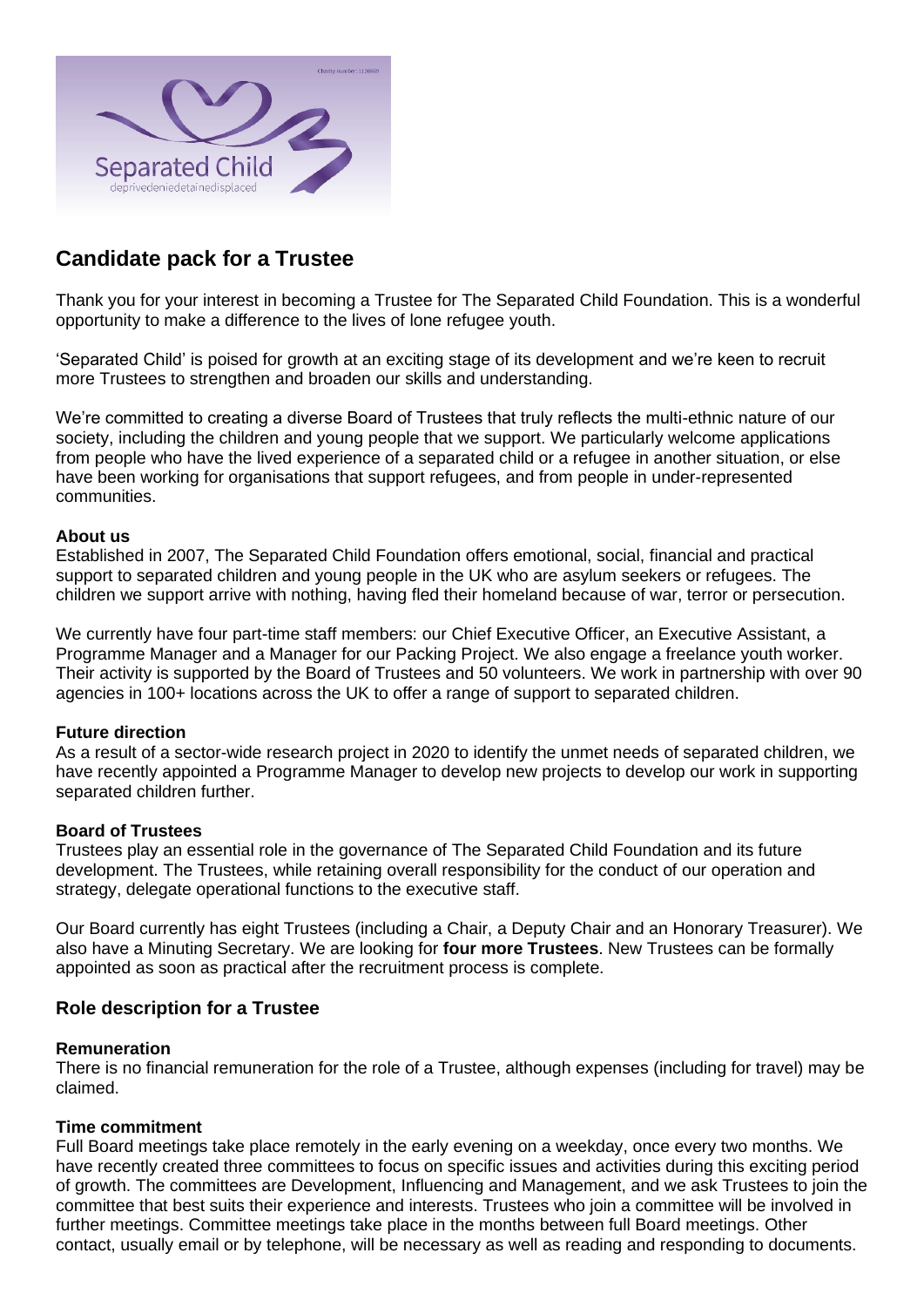# Candidate pack for a Trustee

Thank you for your interest in becoming a Trustee for The Separated Child Foundation. This is a wonderful opportunity to make a difference to the lives of lone refugee youth.

'Separated Child' is poised for growth at an exciting stage of its development and we're keen to recruit more Trustees to strengthen and broaden our skills and understanding.

We're committed to creating a diverse Board of Trustees that truly reflects the multi-ethnic nature of our society, including the children and young people that we support. We particularly welcome applications from people who have the lived experience of a separated child or a refugee in another situation, or else have been working for organisations that support refugees, and from people in under-represented communities.

**About us**

Established in 2007, The Separated Child Foundation offers emotional, social, financial and practical support to separated children and young people in the UK who are asylum seekers or refugees. The children we support arrive with nothing, having fled their homeland because of war, terror or persecution.

We currently have four part-time staff members: our Chief Executive Officer, an Executive Assistant, a Programme Manager and a Manager for our Packing Project. We also engage a freelance youth worker. Their activity is supported by the Board of Trustees and 50 volunteers. We work in partnership with over 90 agencies in 100+ locations across the UK to offer a range of support to separated children.

**Future direction**

As a result of a sector-wide research project in 2020 to identify the unmet needs of separated children, we have recently appointed a Programme Manager to develop new projects to develop our work in supporting separated children further.

**Board of Trustees**

Trustees play an essential role in the governance of The Separated Child Foundation and its future development. The Trustees, while retaining overall responsibility for the conduct of our operation and strategy, delegate operational functions to the executive staff.

Our Board currently has eight Trustees (including a Chair, a Deputy Chair and an Honorary Treasurer). We also have a Minuting Secretary. We are looking for **four more Trustees**. New Trustees can be formally appointed as soon as practical after the recruitment process is complete.

## Role description for a Trustee

**Remuneration**

There is no financial remuneration for the role of a Trustee, although expenses (including for travel) may be claimed.

**Time commitment**

Full Board meetings take place remotely in the early evening on a weekday, once every two months. We have recently created three committees to focus on specific issues and activities during this exciting period of growth. The committees are Development, Influencing and Management, and we ask Trustees to join the committee that best suits their experience and interests. Trustees who join a committee will be involved in further meetings. Committee meetings take place in the months between full Board meetings. Other contact, usually email or by telephone, will be necessary as well as reading and responding to documents.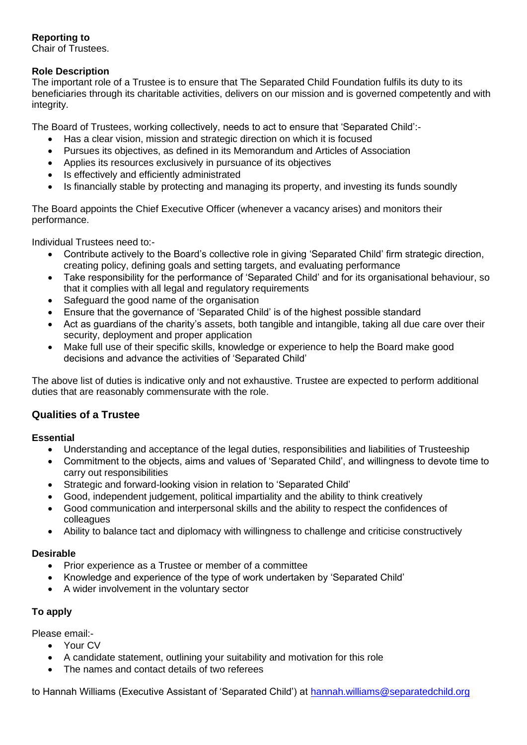**Reporting to**
Chair of Trustees.

**Role Description**
The important role of a Trustee is to ensure that The Separated Child Foundation fulfils its duty to its beneficiaries through its charitable activities, delivers on our mission and is governed competently and with integrity.

The Board of Trustees, working collectively, needs to act to ensure that 'Separated Child':-

- Has a clear vision, mission and strategic direction on which it is focused
- Pursues its objectives, as defined in its Memorandum and Articles of Association
- Applies its resources exclusively in pursuance of its objectives
- Is effectively and efficiently administrated
- Is financially stable by protecting and managing its property, and investing its funds soundly

The Board appoints the Chief Executive Officer (whenever a vacancy arises) and monitors their performance.

Individual Trustees need to:-

- Contribute actively to the Board's collective role in giving 'Separated Child' firm strategic direction, creating policy, defining goals and setting targets, and evaluating performance
- Take responsibility for the performance of 'Separated Child' and for its organisational behaviour, so that it complies with all legal and regulatory requirements
- Safeguard the good name of the organisation
- Ensure that the governance of 'Separated Child' is of the highest possible standard
- Act as guardians of the charity's assets, both tangible and intangible, taking all due care over their security, deployment and proper application
- Make full use of their specific skills, knowledge or experience to help the Board make good decisions and advance the activities of 'Separated Child'

The above list of duties is indicative only and not exhaustive. Trustee are expected to perform additional duties that are reasonably commensurate with the role.

## Qualities of a Trustee

**Essential**

- Understanding and acceptance of the legal duties, responsibilities and liabilities of Trusteeship
- Commitment to the objects, aims and values of 'Separated Child', and willingness to devote time to carry out responsibilities
- Strategic and forward-looking vision in relation to 'Separated Child'
- Good, independent judgement, political impartiality and the ability to think creatively
- Good communication and interpersonal skills and the ability to respect the confidences of colleagues
- Ability to balance tact and diplomacy with willingness to challenge and criticise constructively

**Desirable**

- Prior experience as a Trustee or member of a committee
- Knowledge and experience of the type of work undertaken by 'Separated Child'
- A wider involvement in the voluntary sector

**To apply**

Please email:-

- Your CV
- A candidate statement, outlining your suitability and motivation for this role
- The names and contact details of two referees

to Hannah Williams (Executive Assistant of 'Separated Child') at [hannah.williams@separatedchild.org](mailto:hannah.williams@separatedchild.org)